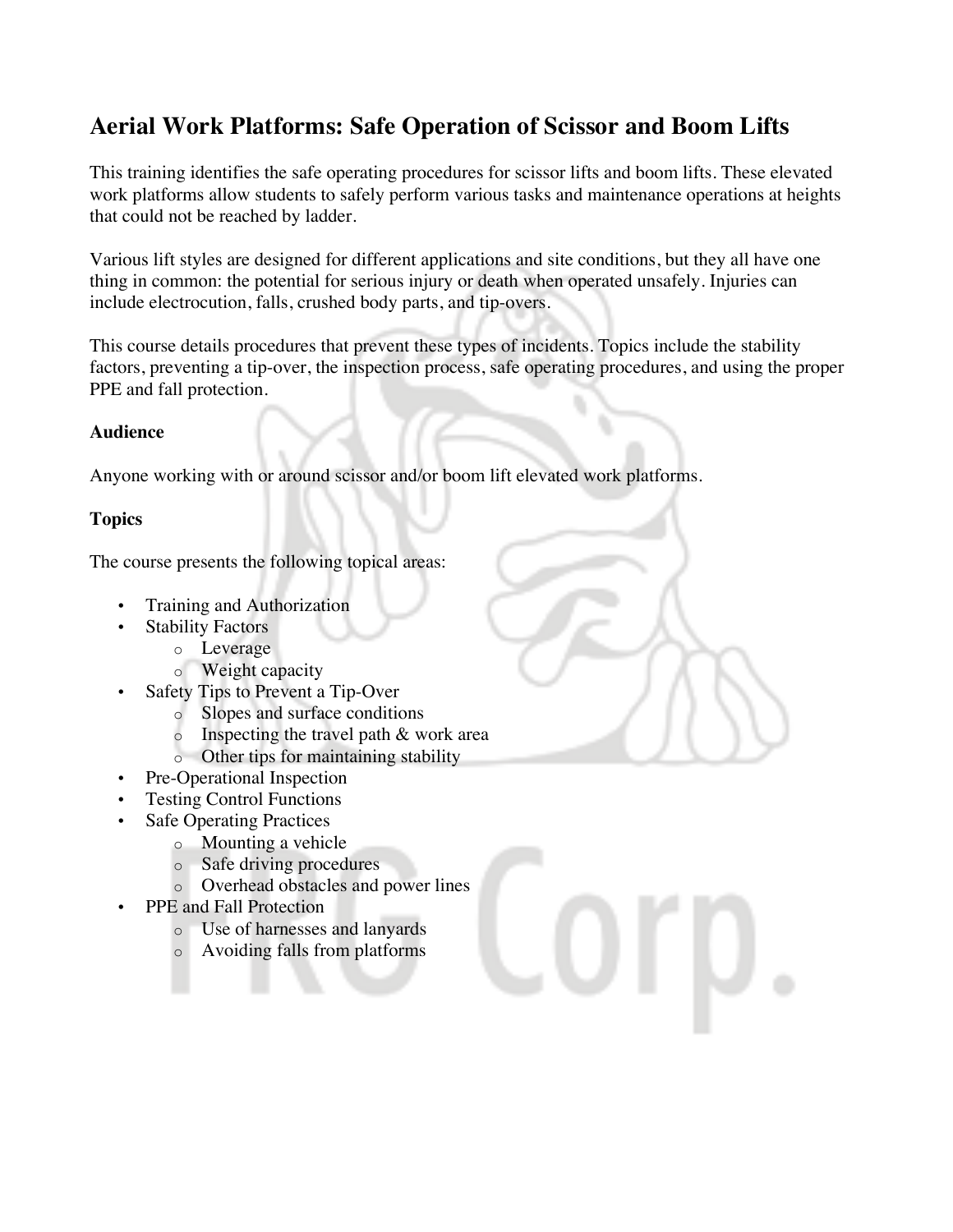## Aerial Work Platforms: Safe Operation of Scissor and Boom Lifts

This training identifies the safe operating procedures for scissor lifts and boom lifts. These elevated work platforms allow students to safely perform various tasks and maintenance operations at heights that could not be reached by ladder.

Various lift styles are designed for different applications and site conditions, but they all have one thing in common: the potential for serious injury or death when operated unsafely. Injuries can include electrocution, falls, crushed body parts, and tip-overs.

This course details procedures that prevent these types of incidents. Topics include the stability factors, preventing a tip-over, the inspection process, safe operating procedures, and using the proper PPE and fall protection.

**Audience**

Anyone working with or around scissor and/or boom lift elevated work platforms.

**Topics**

The course presents the following topical areas:

- Training and Authorization
- Stability Factors
  - Leverage
  - Weight capacity
- Safety Tips to Prevent a Tip-Over
  - Slopes and surface conditions
  - Inspecting the travel path & work area
  - Other tips for maintaining stability
- Pre-Operational Inspection
- Testing Control Functions
- Safe Operating Practices
  - Mounting a vehicle
  - Safe driving procedures
  - Overhead obstacles and power lines
- PPE and Fall Protection
  - Use of harnesses and lanyards
  - Avoiding falls from platforms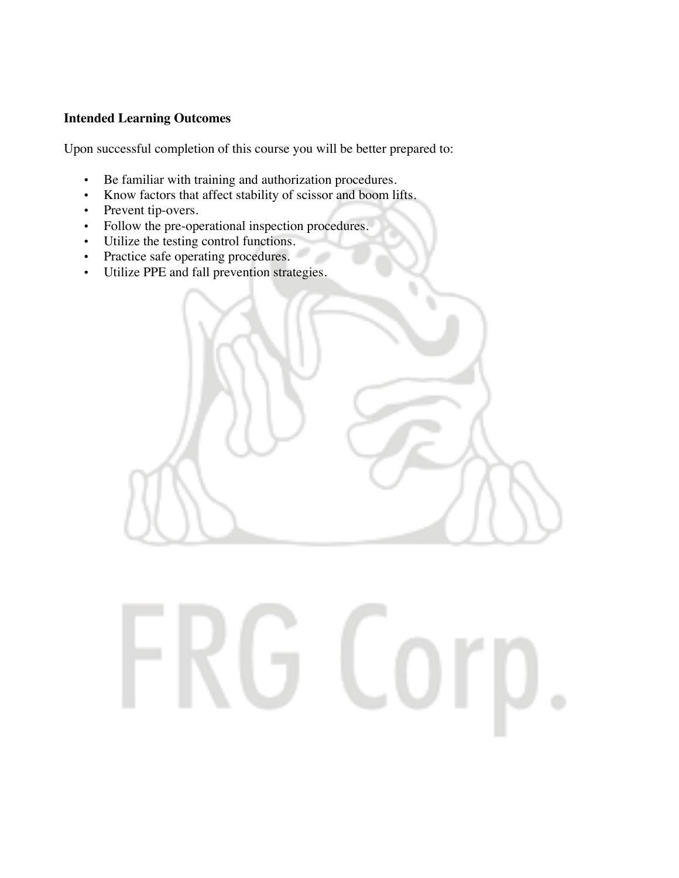**Intended Learning Outcomes**

Upon successful completion of this course you will be better prepared to:

- Be familiar with training and authorization procedures.
- Know factors that affect stability of scissor and boom lifts.
- Prevent tip-overs.
- Follow the pre-operational inspection procedures.
- Utilize the testing control functions.
- Practice safe operating procedures.
- Utilize PPE and fall prevention strategies.